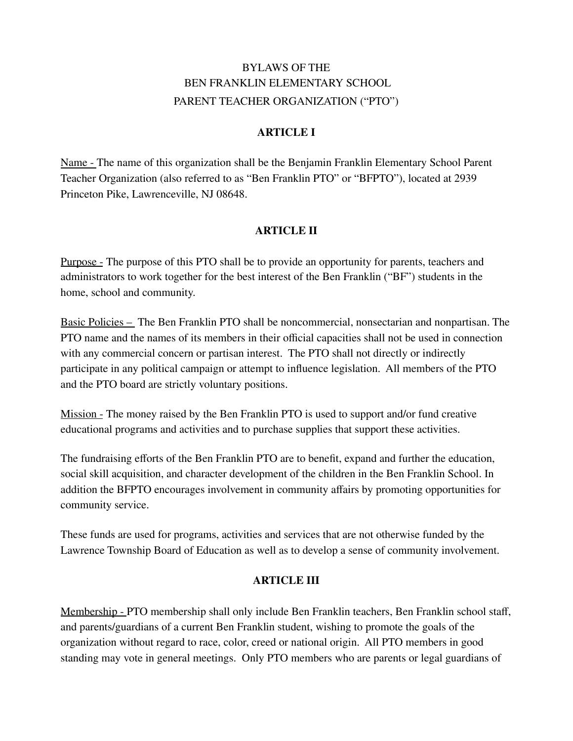# BYLAWS OF THE
# BEN FRANKLIN ELEMENTARY SCHOOL
# PARENT TEACHER ORGANIZATION ("PTO")

## ARTICLE I

Name - The name of this organization shall be the Benjamin Franklin Elementary School Parent Teacher Organization (also referred to as "Ben Franklin PTO" or "BFPTO"), located at 2939 Princeton Pike, Lawrenceville, NJ 08648.

## ARTICLE II

Purpose - The purpose of this PTO shall be to provide an opportunity for parents, teachers and administrators to work together for the best interest of the Ben Franklin ("BF") students in the home, school and community.

Basic Policies – The Ben Franklin PTO shall be noncommercial, nonsectarian and nonpartisan. The PTO name and the names of its members in their official capacities shall not be used in connection with any commercial concern or partisan interest. The PTO shall not directly or indirectly participate in any political campaign or attempt to influence legislation. All members of the PTO and the PTO board are strictly voluntary positions.

Mission - The money raised by the Ben Franklin PTO is used to support and/or fund creative educational programs and activities and to purchase supplies that support these activities.

The fundraising efforts of the Ben Franklin PTO are to benefit, expand and further the education, social skill acquisition, and character development of the children in the Ben Franklin School. In addition the BFPTO encourages involvement in community affairs by promoting opportunities for community service.

These funds are used for programs, activities and services that are not otherwise funded by the Lawrence Township Board of Education as well as to develop a sense of community involvement.

## ARTICLE III

Membership - PTO membership shall only include Ben Franklin teachers, Ben Franklin school staff, and parents/guardians of a current Ben Franklin student, wishing to promote the goals of the organization without regard to race, color, creed or national origin. All PTO members in good standing may vote in general meetings. Only PTO members who are parents or legal guardians of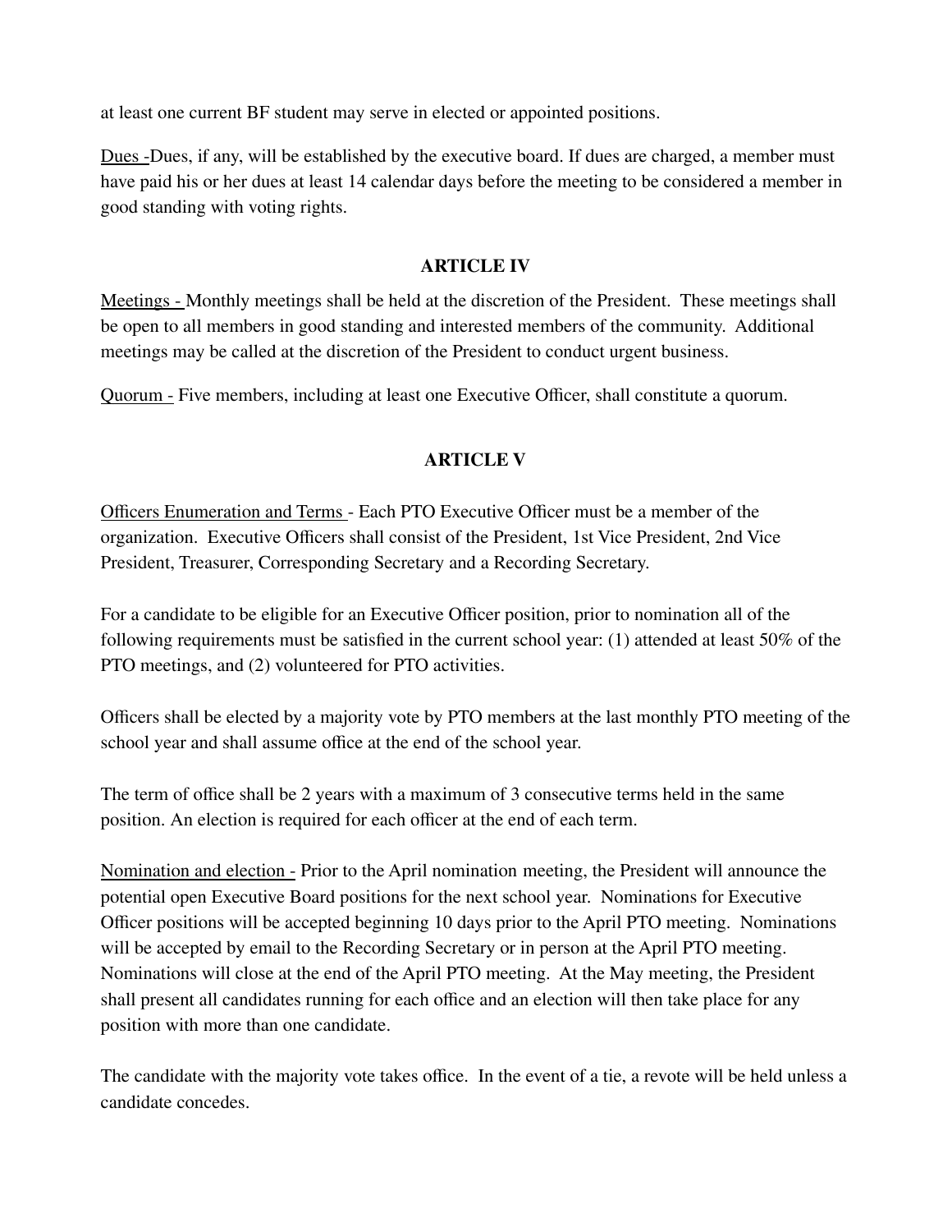at least one current BF student may serve in elected or appointed positions.

Dues -Dues, if any, will be established by the executive board. If dues are charged, a member must have paid his or her dues at least 14 calendar days before the meeting to be considered a member in good standing with voting rights.

## ARTICLE IV

Meetings - Monthly meetings shall be held at the discretion of the President. These meetings shall be open to all members in good standing and interested members of the community. Additional meetings may be called at the discretion of the President to conduct urgent business.

Quorum - Five members, including at least one Executive Officer, shall constitute a quorum.

## ARTICLE V

Officers Enumeration and Terms - Each PTO Executive Officer must be a member of the organization. Executive Officers shall consist of the President, 1st Vice President, 2nd Vice President, Treasurer, Corresponding Secretary and a Recording Secretary.

For a candidate to be eligible for an Executive Officer position, prior to nomination all of the following requirements must be satisfied in the current school year: (1) attended at least 50% of the PTO meetings, and (2) volunteered for PTO activities.

Officers shall be elected by a majority vote by PTO members at the last monthly PTO meeting of the school year and shall assume office at the end of the school year.

The term of office shall be 2 years with a maximum of 3 consecutive terms held in the same position. An election is required for each officer at the end of each term.

Nomination and election - Prior to the April nomination meeting, the President will announce the potential open Executive Board positions for the next school year. Nominations for Executive Officer positions will be accepted beginning 10 days prior to the April PTO meeting. Nominations will be accepted by email to the Recording Secretary or in person at the April PTO meeting. Nominations will close at the end of the April PTO meeting. At the May meeting, the President shall present all candidates running for each office and an election will then take place for any position with more than one candidate.

The candidate with the majority vote takes office. In the event of a tie, a revote will be held unless a candidate concedes.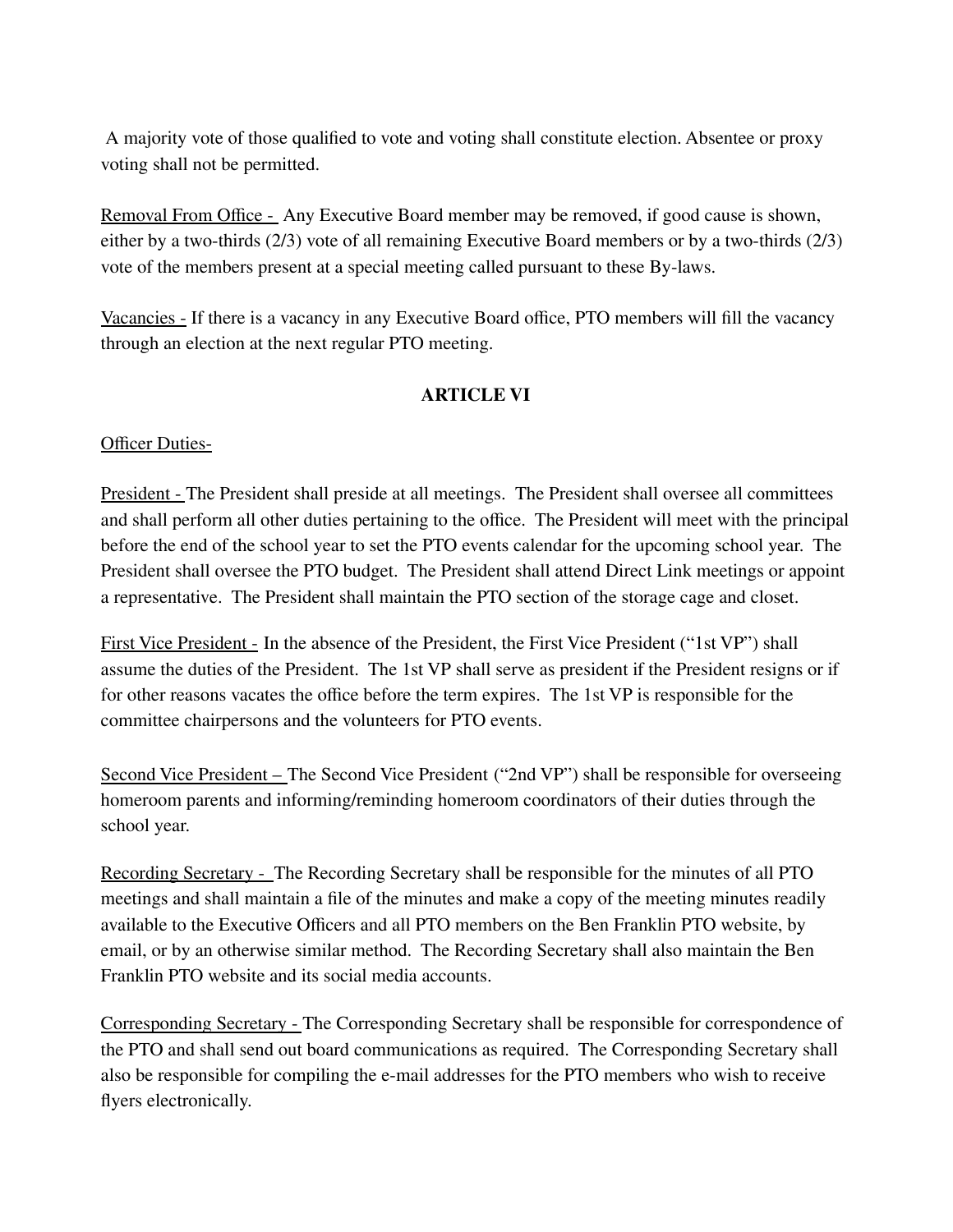A majority vote of those qualified to vote and voting shall constitute election. Absentee or proxy voting shall not be permitted.

Removal From Office - Any Executive Board member may be removed, if good cause is shown, either by a two-thirds (2/3) vote of all remaining Executive Board members or by a two-thirds (2/3) vote of the members present at a special meeting called pursuant to these By-laws.

Vacancies - If there is a vacancy in any Executive Board office, PTO members will fill the vacancy through an election at the next regular PTO meeting.

## ARTICLE VI

Officer Duties-

President - The President shall preside at all meetings. The President shall oversee all committees and shall perform all other duties pertaining to the office. The President will meet with the principal before the end of the school year to set the PTO events calendar for the upcoming school year. The President shall oversee the PTO budget. The President shall attend Direct Link meetings or appoint a representative. The President shall maintain the PTO section of the storage cage and closet.

First Vice President - In the absence of the President, the First Vice President ("1st VP") shall assume the duties of the President. The 1st VP shall serve as president if the President resigns or if for other reasons vacates the office before the term expires. The 1st VP is responsible for the committee chairpersons and the volunteers for PTO events.

Second Vice President – The Second Vice President ("2nd VP") shall be responsible for overseeing homeroom parents and informing/reminding homeroom coordinators of their duties through the school year.

Recording Secretary - The Recording Secretary shall be responsible for the minutes of all PTO meetings and shall maintain a file of the minutes and make a copy of the meeting minutes readily available to the Executive Officers and all PTO members on the Ben Franklin PTO website, by email, or by an otherwise similar method. The Recording Secretary shall also maintain the Ben Franklin PTO website and its social media accounts.

Corresponding Secretary - The Corresponding Secretary shall be responsible for correspondence of the PTO and shall send out board communications as required. The Corresponding Secretary shall also be responsible for compiling the e-mail addresses for the PTO members who wish to receive flyers electronically.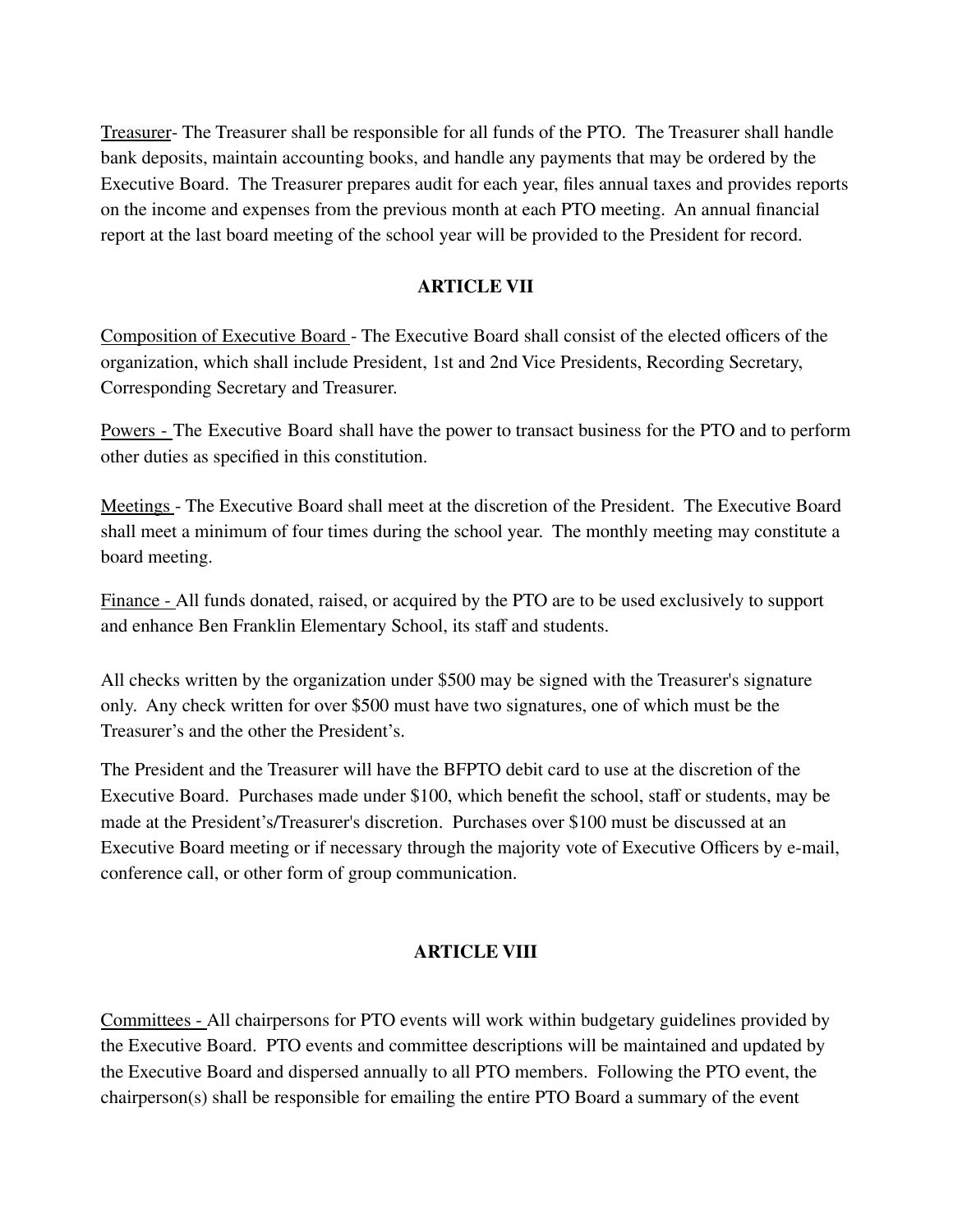Treasurer- The Treasurer shall be responsible for all funds of the PTO. The Treasurer shall handle bank deposits, maintain accounting books, and handle any payments that may be ordered by the Executive Board. The Treasurer prepares audit for each year, files annual taxes and provides reports on the income and expenses from the previous month at each PTO meeting. An annual financial report at the last board meeting of the school year will be provided to the President for record.

## ARTICLE VII

Composition of Executive Board - The Executive Board shall consist of the elected officers of the organization, which shall include President, 1st and 2nd Vice Presidents, Recording Secretary, Corresponding Secretary and Treasurer.

Powers - The Executive Board shall have the power to transact business for the PTO and to perform other duties as specified in this constitution.

Meetings - The Executive Board shall meet at the discretion of the President. The Executive Board shall meet a minimum of four times during the school year. The monthly meeting may constitute a board meeting.

Finance - All funds donated, raised, or acquired by the PTO are to be used exclusively to support and enhance Ben Franklin Elementary School, its staff and students.

All checks written by the organization under $500 may be signed with the Treasurer's signature only. Any check written for over $500 must have two signatures, one of which must be the Treasurer's and the other the President's.

The President and the Treasurer will have the BFPTO debit card to use at the discretion of the Executive Board. Purchases made under $100, which benefit the school, staff or students, may be made at the President's/Treasurer's discretion. Purchases over $100 must be discussed at an Executive Board meeting or if necessary through the majority vote of Executive Officers by e-mail, conference call, or other form of group communication.

## ARTICLE VIII

Committees - All chairpersons for PTO events will work within budgetary guidelines provided by the Executive Board. PTO events and committee descriptions will be maintained and updated by the Executive Board and dispersed annually to all PTO members. Following the PTO event, the chairperson(s) shall be responsible for emailing the entire PTO Board a summary of the event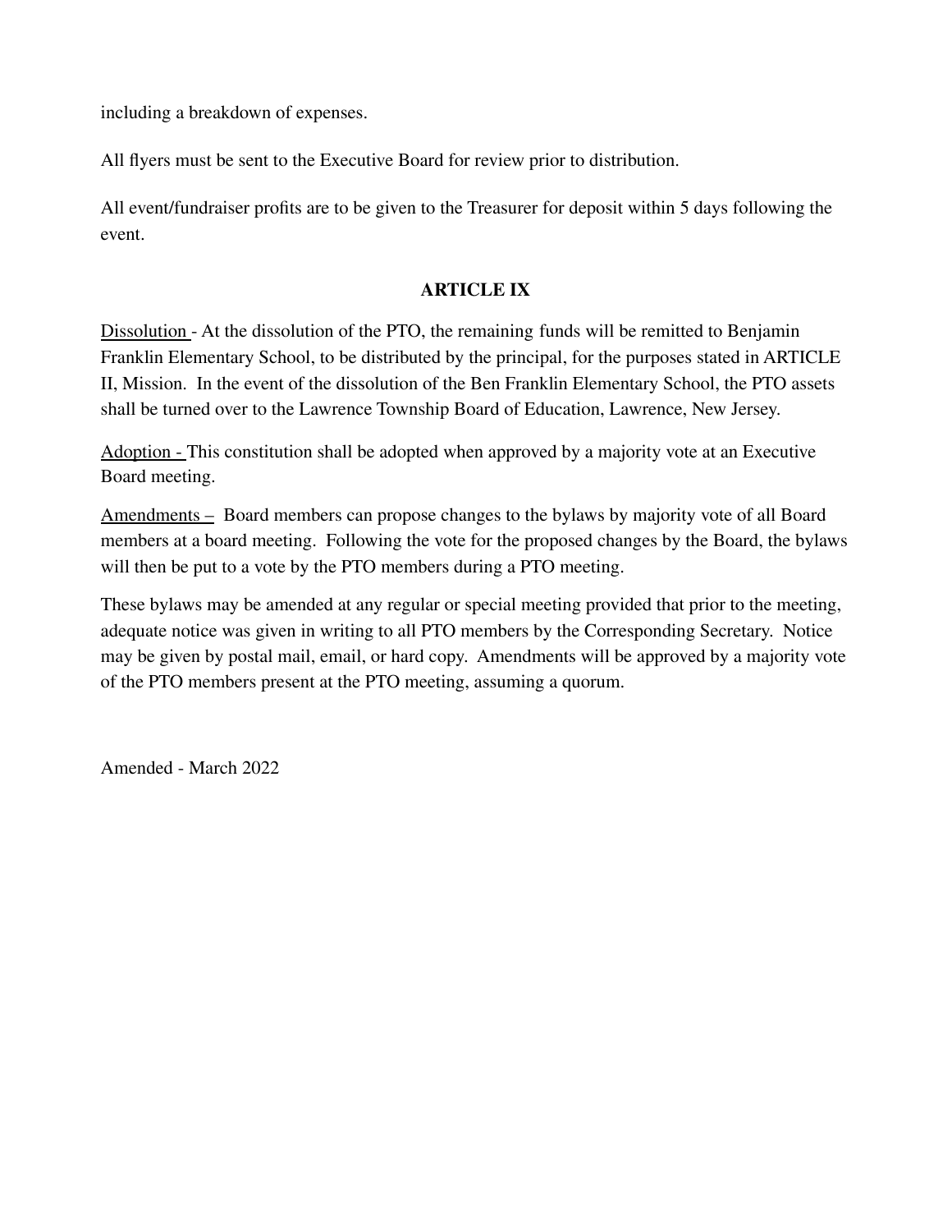including a breakdown of expenses.

All flyers must be sent to the Executive Board for review prior to distribution.

All event/fundraiser profits are to be given to the Treasurer for deposit within 5 days following the event.

## ARTICLE IX

Dissolution - At the dissolution of the PTO, the remaining funds will be remitted to Benjamin Franklin Elementary School, to be distributed by the principal, for the purposes stated in ARTICLE II, Mission. In the event of the dissolution of the Ben Franklin Elementary School, the PTO assets shall be turned over to the Lawrence Township Board of Education, Lawrence, New Jersey.

Adoption - This constitution shall be adopted when approved by a majority vote at an Executive Board meeting.

Amendments – Board members can propose changes to the bylaws by majority vote of all Board members at a board meeting. Following the vote for the proposed changes by the Board, the bylaws will then be put to a vote by the PTO members during a PTO meeting.

These bylaws may be amended at any regular or special meeting provided that prior to the meeting, adequate notice was given in writing to all PTO members by the Corresponding Secretary. Notice may be given by postal mail, email, or hard copy. Amendments will be approved by a majority vote of the PTO members present at the PTO meeting, assuming a quorum.

Amended - March 2022